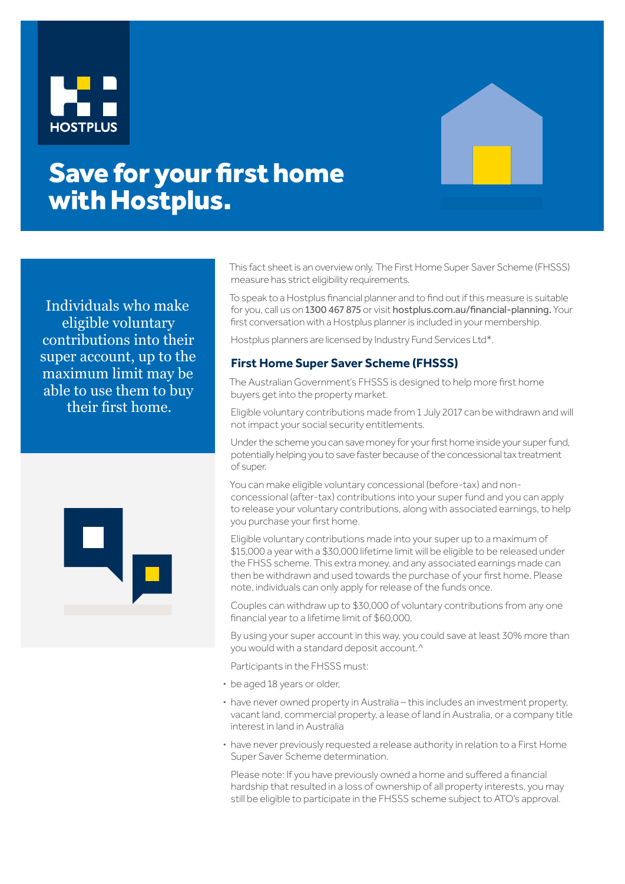HOSTPLUS

# Save for your first home with Hostplus.

Individuals who make eligible voluntary contributions into their super account, up to the maximum limit may be able to use them to buy their first home.

This fact sheet is an overview only. The First Home Super Saver Scheme (FHSSS) measure has strict eligibility requirements.

To speak to a Hostplus financial planner and to find out if this measure is suitable for you, call us on **1300 467 875** or visit **hostplus.com.au/financial-planning.** Your first conversation with a Hostplus planner is included in your membership.

Hostplus planners are licensed by Industry Fund Services Ltd*.

## First Home Super Saver Scheme (FHSSS)

The Australian Government's FHSSS is designed to help more first home buyers get into the property market.

Eligible voluntary contributions made from 1 July 2017 can be withdrawn and will not impact your social security entitlements.

Under the scheme you can save money for your first home inside your super fund, potentially helping you to save faster because of the concessional tax treatment of super.

You can make eligible voluntary concessional (before-tax) and non-concessional (after-tax) contributions into your super fund and you can apply to release your voluntary contributions, along with associated earnings, to help you purchase your first home.

Eligible voluntary contributions made into your super up to a maximum of $15,000 a year with a $30,000 lifetime limit will be eligible to be released under the FHSS scheme. This extra money, and any associated earnings made can then be withdrawn and used towards the purchase of your first home. Please note, individuals can only apply for release of the funds once.

Couples can withdraw up to $30,000 of voluntary contributions from any one financial year to a lifetime limit of $60,000.

By using your super account in this way, you could save at least 30% more than you would with a standard deposit account.^

Participants in the FHSSS must:

- be aged 18 years or older,
- have never owned property in Australia – this includes an investment property, vacant land, commercial property, a lease of land in Australia, or a company title interest in land in Australia
- have never previously requested a release authority in relation to a First Home Super Saver Scheme determination.

Please note: If you have previously owned a home and suffered a financial hardship that resulted in a loss of ownership of all property interests, you may still be eligible to participate in the FHSSS scheme subject to ATO's approval.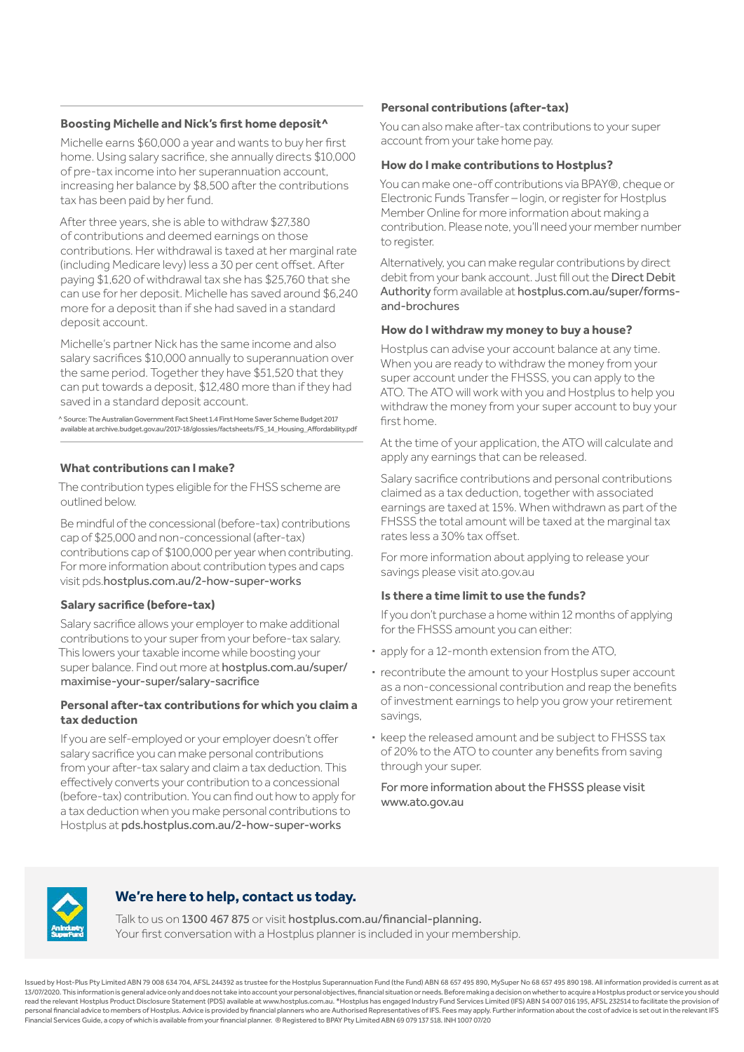### Boosting Michelle and Nick's first home deposit^

Michelle earns $60,000 a year and wants to buy her first home. Using salary sacrifice, she annually directs $10,000 of pre-tax income into her superannuation account, increasing her balance by $8,500 after the contributions tax has been paid by her fund.

After three years, she is able to withdraw $27,380 of contributions and deemed earnings on those contributions. Her withdrawal is taxed at her marginal rate (including Medicare levy) less a 30 per cent offset. After paying $1,620 of withdrawal tax she has $25,760 that she can use for her deposit. Michelle has saved around $6,240 more for a deposit than if she had saved in a standard deposit account.

Michelle's partner Nick has the same income and also salary sacrifices $10,000 annually to superannuation over the same period. Together they have $51,520 that they can put towards a deposit, $12,480 more than if they had saved in a standard deposit account.

^ Source: The Australian Government Fact Sheet 1.4 First Home Saver Scheme Budget 2017 available at archive.budget.gov.au/2017-18/glossies/factsheets/FS_14_Housing_Affordability.pdf

### What contributions can I make?

The contribution types eligible for the FHSS scheme are outlined below.

Be mindful of the concessional (before-tax) contributions cap of $25,000 and non-concessional (after-tax) contributions cap of $100,000 per year when contributing. For more information about contribution types and caps visit pds.hostplus.com.au/2-how-super-works

### Salary sacrifice (before-tax)

Salary sacrifice allows your employer to make additional contributions to your super from your before-tax salary. This lowers your taxable income while boosting your super balance. Find out more at hostplus.com.au/super/maximise-your-super/salary-sacrifice

### Personal after-tax contributions for which you claim a tax deduction

If you are self-employed or your employer doesn't offer salary sacrifice you can make personal contributions from your after-tax salary and claim a tax deduction. This effectively converts your contribution to a concessional (before-tax) contribution. You can find out how to apply for a tax deduction when you make personal contributions to Hostplus at pds.hostplus.com.au/2-how-super-works

### Personal contributions (after-tax)

You can also make after-tax contributions to your super account from your take home pay.

### How do I make contributions to Hostplus?

You can make one-off contributions via BPAY®, cheque or Electronic Funds Transfer – login, or register for Hostplus Member Online for more information about making a contribution. Please note, you'll need your member number to register.

Alternatively, you can make regular contributions by direct debit from your bank account. Just fill out the Direct Debit Authority form available at hostplus.com.au/super/forms-and-brochures

### How do I withdraw my money to buy a house?

Hostplus can advise your account balance at any time. When you are ready to withdraw the money from your super account under the FHSSS, you can apply to the ATO. The ATO will work with you and Hostplus to help you withdraw the money from your super account to buy your first home.

At the time of your application, the ATO will calculate and apply any earnings that can be released.

Salary sacrifice contributions and personal contributions claimed as a tax deduction, together with associated earnings are taxed at 15%. When withdrawn as part of the FHSSS the total amount will be taxed at the marginal tax rates less a 30% tax offset.

For more information about applying to release your savings please visit ato.gov.au

### Is there a time limit to use the funds?

If you don't purchase a home within 12 months of applying for the FHSSS amount you can either:

- apply for a 12-month extension from the ATO,
- recontribute the amount to your Hostplus super account as a non-concessional contribution and reap the benefits of investment earnings to help you grow your retirement savings,
- keep the released amount and be subject to FHSSS tax of 20% to the ATO to counter any benefits from saving through your super.

For more information about the FHSSS please visit www.ato.gov.au

## We're here to help, contact us today.

Talk to us on 1300 467 875 or visit hostplus.com.au/financial-planning.
Your first conversation with a Hostplus planner is included in your membership.

Issued by Host-Plus Pty Limited ABN 79 008 634 704, AFSL 244392 as trustee for the Hostplus Superannuation Fund (the Fund) ABN 68 657 495 890, MySuper No 68 657 495 890 198. All information provided is current as at 13/07/2020. This information is general advice only and does not take into account your personal objectives, financial situation or needs. Before making a decision on whether to acquire a Hostplus product or service you should read the relevant Hostplus Product Disclosure Statement (PDS) available at www.hostplus.com.au. *Hostplus has engaged Industry Fund Services Limited (IFS) ABN 54 007 016 195, AFSL 232514 to facilitate the provision of personal financial advice to members of Hostplus. Advice is provided by financial planners who are Authorised Representatives of IFS. Fees may apply. Further information about the cost of advice is set out in the relevant IFS Financial Services Guide, a copy of which is available from your financial planner. ® Registered to BPAY Pty Limited ABN 69 079 137 518. INH 1007 07/20